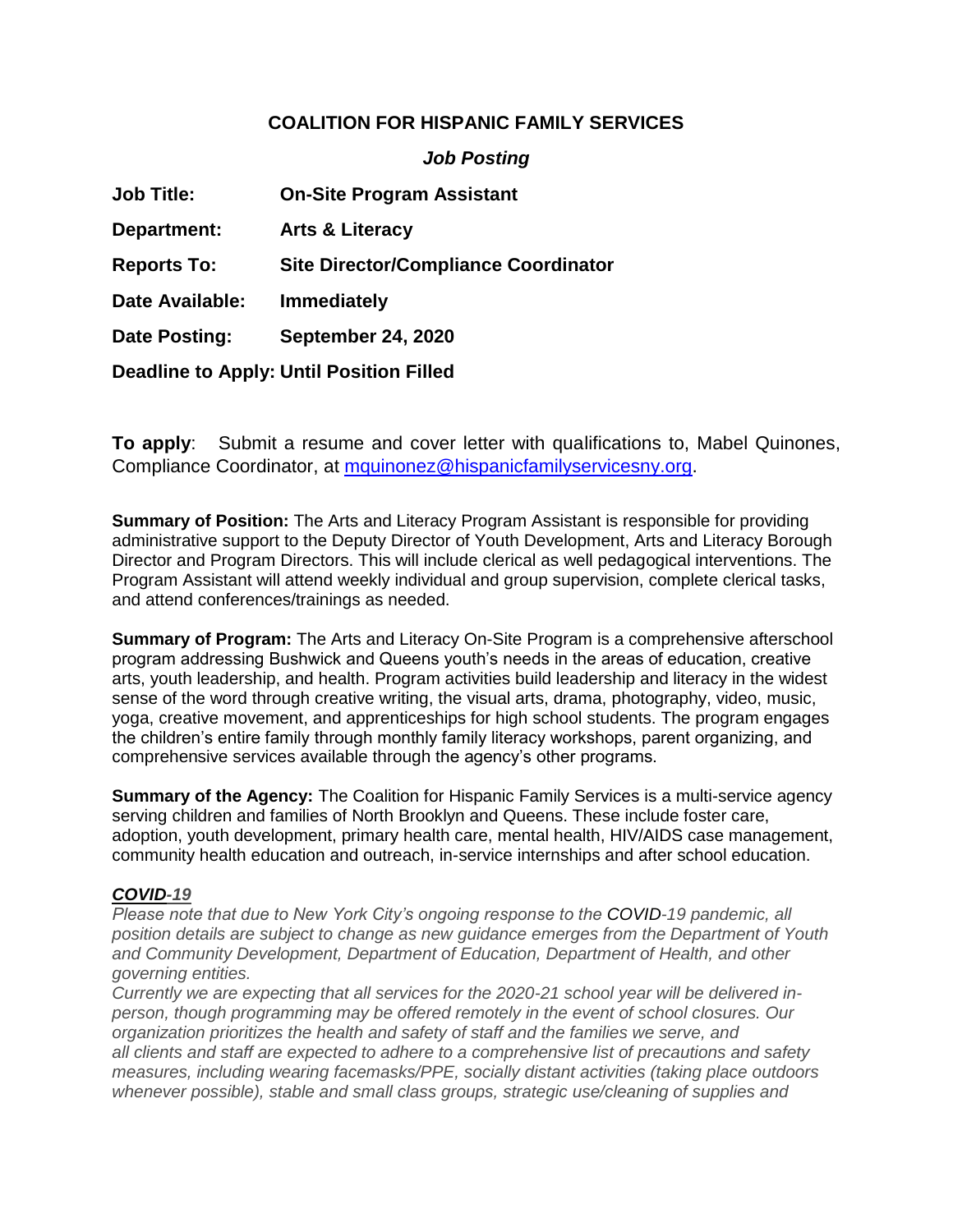## COALITION FOR HISPANIC FAMILY SERVICES

### *Job Posting*

**Job Title:** **On-Site Program Assistant**

**Department:** **Arts & Literacy**

**Reports To:** **Site Director/Compliance Coordinator**

**Date Available:** **Immediately**

**Date Posting:** **September 24, 2020**

**Deadline to Apply: Until Position Filled**

**To apply**: Submit a resume and cover letter with qualifications to, Mabel Quinones, Compliance Coordinator, at mquinonez@hispanicfamilyservicesny.org.

**Summary of Position:** The Arts and Literacy Program Assistant is responsible for providing administrative support to the Deputy Director of Youth Development, Arts and Literacy Borough Director and Program Directors. This will include clerical as well pedagogical interventions. The Program Assistant will attend weekly individual and group supervision, complete clerical tasks, and attend conferences/trainings as needed.

**Summary of Program:** The Arts and Literacy On-Site Program is a comprehensive afterschool program addressing Bushwick and Queens youth's needs in the areas of education, creative arts, youth leadership, and health. Program activities build leadership and literacy in the widest sense of the word through creative writing, the visual arts, drama, photography, video, music, yoga, creative movement, and apprenticeships for high school students. The program engages the children's entire family through monthly family literacy workshops, parent organizing, and comprehensive services available through the agency's other programs.

**Summary of the Agency:** The Coalition for Hispanic Family Services is a multi-service agency serving children and families of North Brooklyn and Queens. These include foster care, adoption, youth development, primary health care, mental health, HIV/AIDS case management, community health education and outreach, in-service internships and after school education.

***COVID-19***

*Please note that due to New York City's ongoing response to the COVID-19 pandemic, all position details are subject to change as new guidance emerges from the Department of Youth and Community Development, Department of Education, Department of Health, and other governing entities.*

*Currently we are expecting that all services for the 2020-21 school year will be delivered in-person, though programming may be offered remotely in the event of school closures. Our organization prioritizes the health and safety of staff and the families we serve, and all clients and staff are expected to adhere to a comprehensive list of precautions and safety measures, including wearing facemasks/PPE, socially distant activities (taking place outdoors whenever possible), stable and small class groups, strategic use/cleaning of supplies and*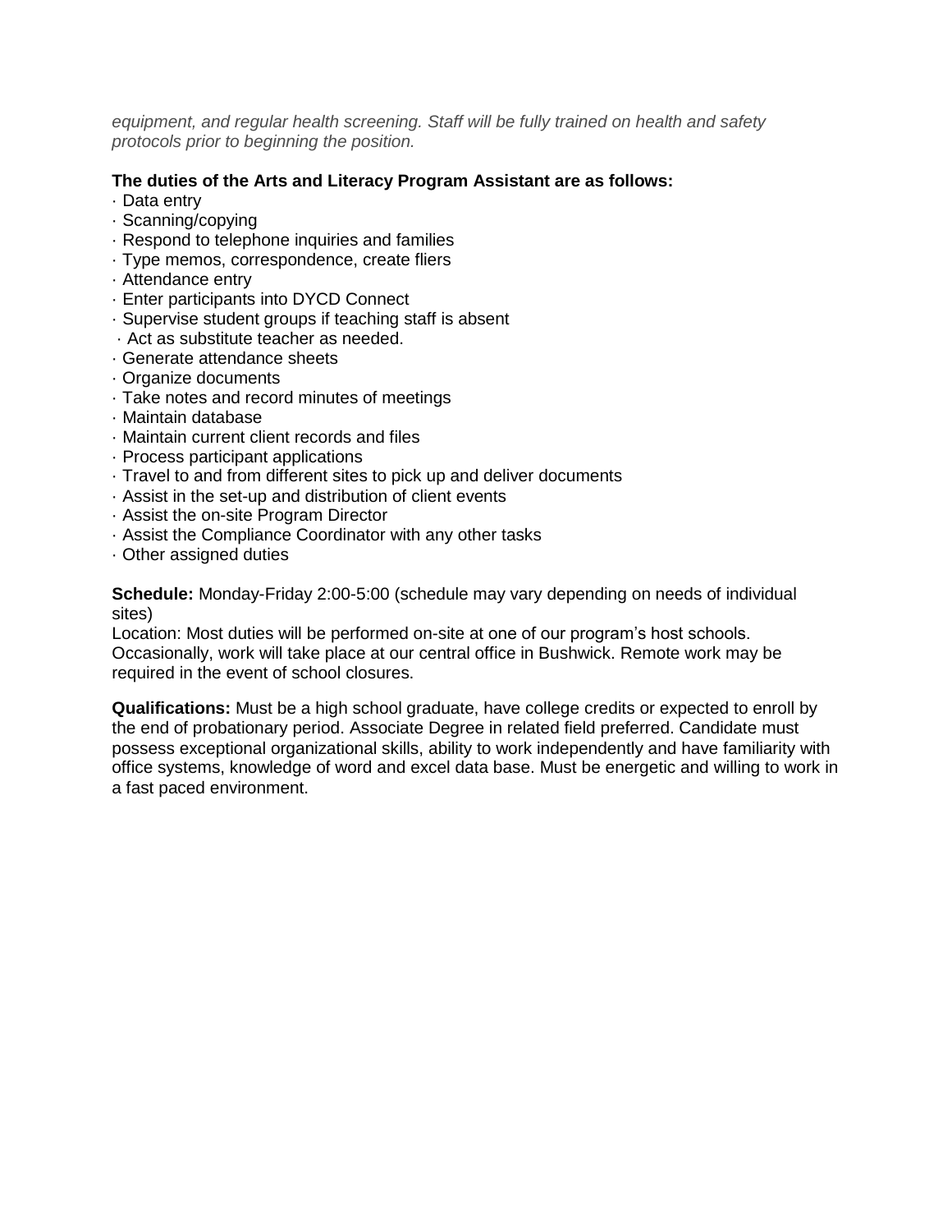*equipment, and regular health screening. Staff will be fully trained on health and safety protocols prior to beginning the position.*

**The duties of the Arts and Literacy Program Assistant are as follows:**

- Data entry
- Scanning/copying
- Respond to telephone inquiries and families
- Type memos, correspondence, create fliers
- Attendance entry
- Enter participants into DYCD Connect
- Supervise student groups if teaching staff is absent
- Act as substitute teacher as needed.
- Generate attendance sheets
- Organize documents
- Take notes and record minutes of meetings
- Maintain database
- Maintain current client records and files
- Process participant applications
- Travel to and from different sites to pick up and deliver documents
- Assist in the set-up and distribution of client events
- Assist the on-site Program Director
- Assist the Compliance Coordinator with any other tasks
- Other assigned duties

**Schedule:** Monday-Friday 2:00-5:00 (schedule may vary depending on needs of individual sites)
Location: Most duties will be performed on-site at one of our program's host schools. Occasionally, work will take place at our central office in Bushwick. Remote work may be required in the event of school closures.

**Qualifications:** Must be a high school graduate, have college credits or expected to enroll by the end of probationary period. Associate Degree in related field preferred. Candidate must possess exceptional organizational skills, ability to work independently and have familiarity with office systems, knowledge of word and excel data base. Must be energetic and willing to work in a fast paced environment.